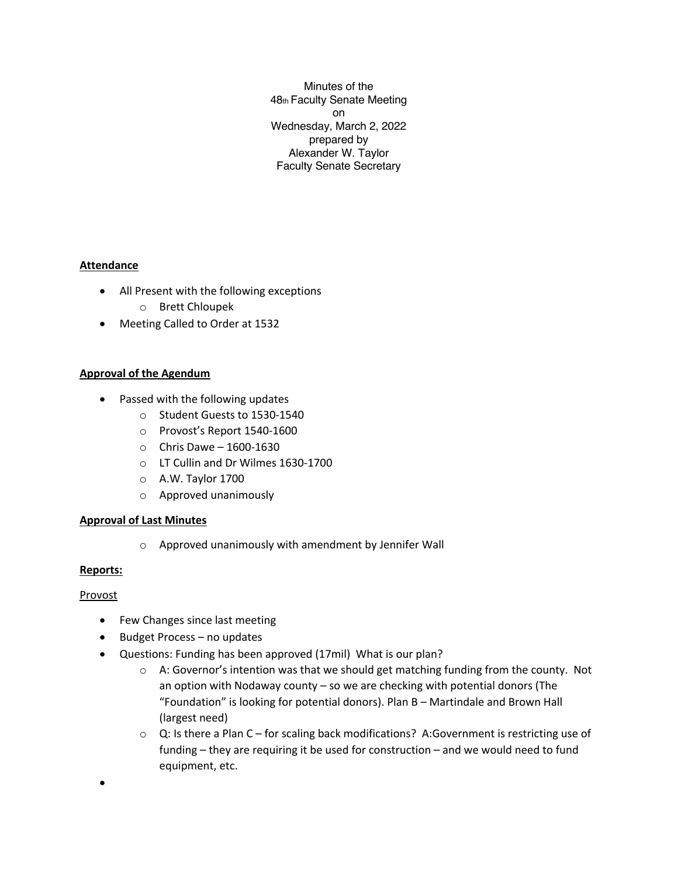Minutes of the
48th Faculty Senate Meeting
on
Wednesday, March 2, 2022
prepared by
Alexander W. Taylor
Faculty Senate Secretary

**Attendance**

- All Present with the following exceptions
  - Brett Chloupek
- Meeting Called to Order at 1532

**Approval of the Agendum**

- Passed with the following updates
  - Student Guests to 1530-1540
  - Provost's Report 1540-1600
  - Chris Dawe – 1600-1630
  - LT Cullin and Dr Wilmes 1630-1700
  - A.W. Taylor 1700
  - Approved unanimously

**Approval of Last Minutes**

- Approved unanimously with amendment by Jennifer Wall

**Reports:**

Provost

- Few Changes since last meeting
- Budget Process – no updates
- Questions: Funding has been approved (17mil) What is our plan?
  - A: Governor's intention was that we should get matching funding from the county. Not an option with Nodaway county – so we are checking with potential donors (The "Foundation" is looking for potential donors). Plan B – Martindale and Brown Hall (largest need)
  - Q: Is there a Plan C – for scaling back modifications? A:Government is restricting use of funding – they are requiring it be used for construction – and we would need to fund equipment, etc.
-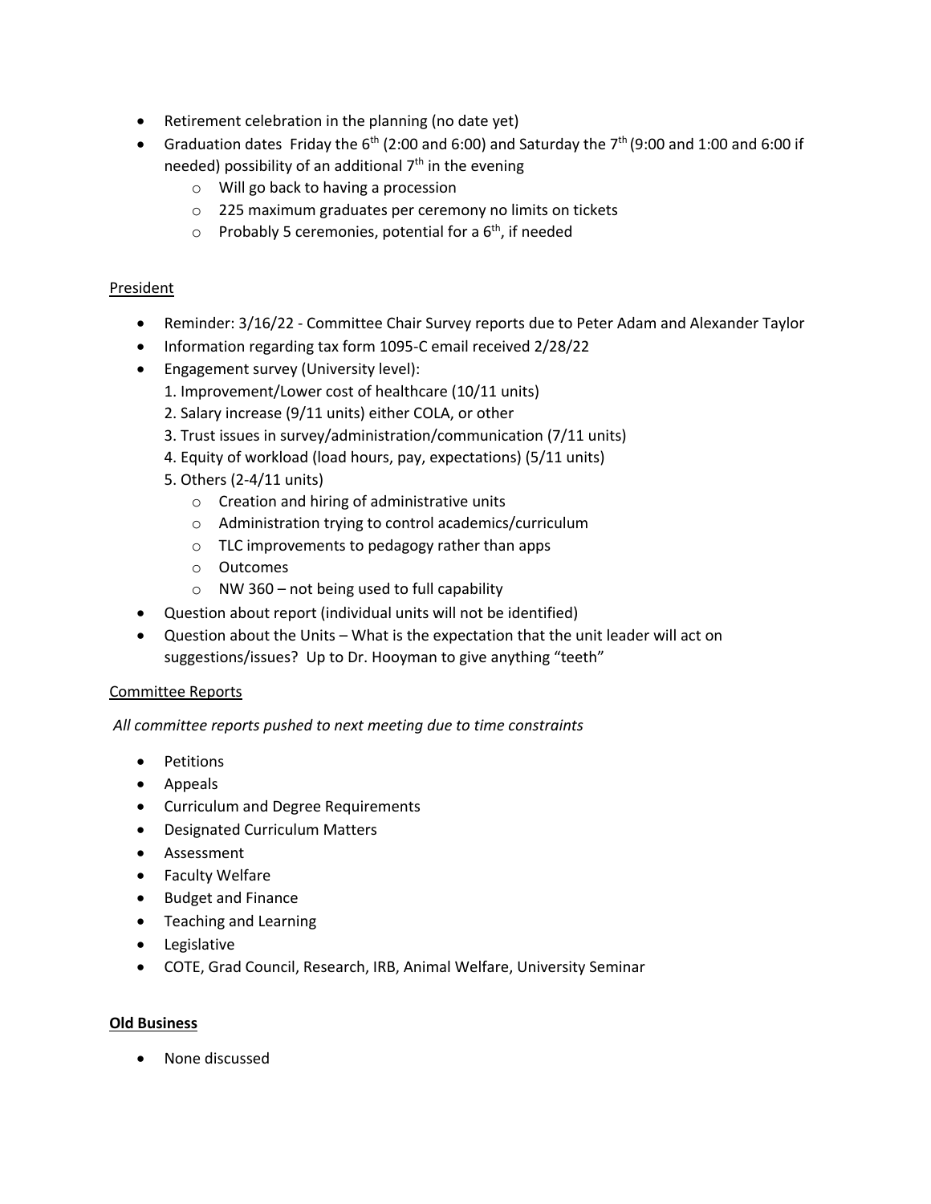- Retirement celebration in the planning (no date yet)
- Graduation dates Friday the 6th (2:00 and 6:00) and Saturday the 7th (9:00 and 1:00 and 6:00 if needed) possibility of an additional 7th in the evening
  - Will go back to having a procession
  - 225 maximum graduates per ceremony no limits on tickets
  - Probably 5 ceremonies, potential for a 6th, if needed

<u>President</u>

- Reminder: 3/16/22 - Committee Chair Survey reports due to Peter Adam and Alexander Taylor
- Information regarding tax form 1095-C email received 2/28/22
- Engagement survey (University level):
  1. Improvement/Lower cost of healthcare (10/11 units)
  2. Salary increase (9/11 units) either COLA, or other
  3. Trust issues in survey/administration/communication (7/11 units)
  4. Equity of workload (load hours, pay, expectations) (5/11 units)
  5. Others (2-4/11 units)
     - Creation and hiring of administrative units
     - Administration trying to control academics/curriculum
     - TLC improvements to pedagogy rather than apps
     - Outcomes
     - NW 360 – not being used to full capability
- Question about report (individual units will not be identified)
- Question about the Units – What is the expectation that the unit leader will act on suggestions/issues? Up to Dr. Hooyman to give anything "teeth"

<u>Committee Reports</u>

*All committee reports pushed to next meeting due to time constraints*

- Petitions
- Appeals
- Curriculum and Degree Requirements
- Designated Curriculum Matters
- Assessment
- Faculty Welfare
- Budget and Finance
- Teaching and Learning
- Legislative
- COTE, Grad Council, Research, IRB, Animal Welfare, University Seminar

**<u>Old Business</u>**

- None discussed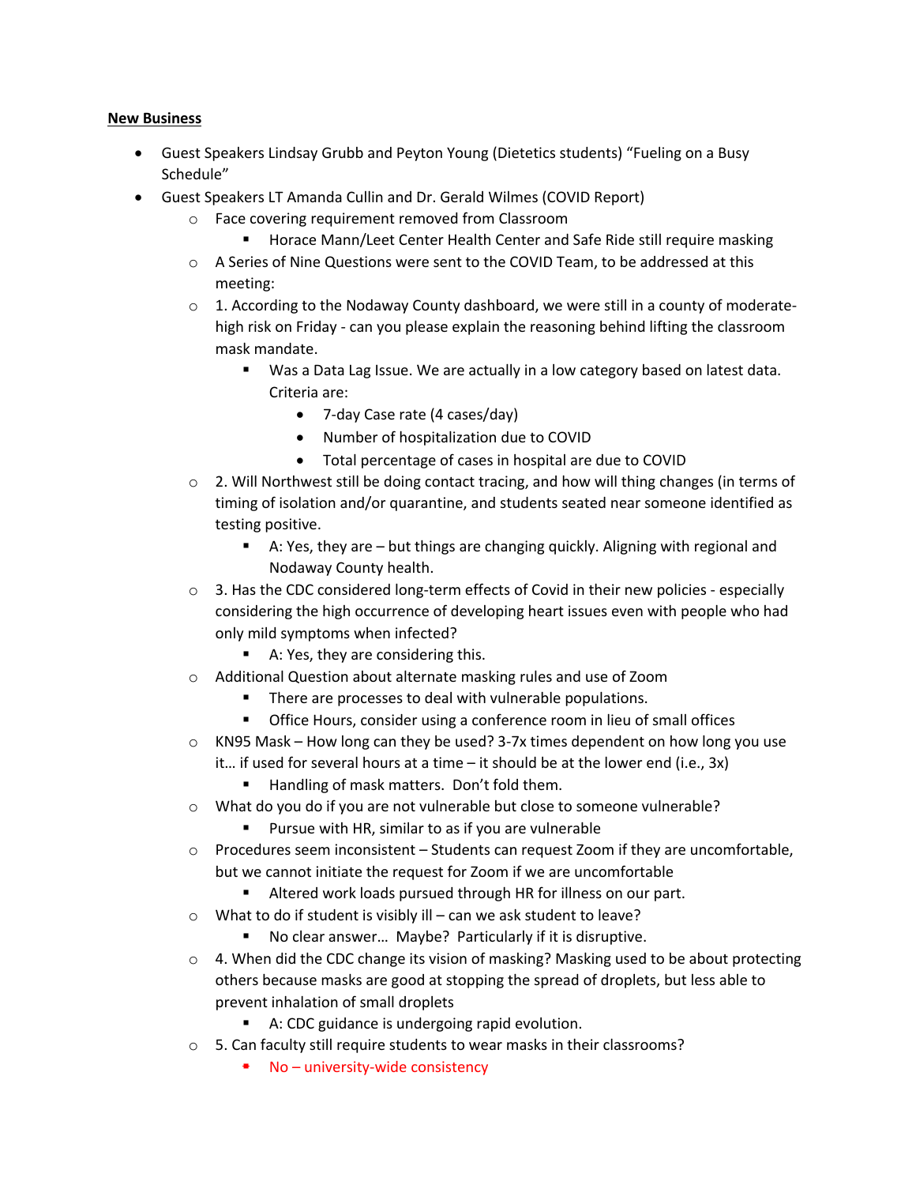**New Business**

- Guest Speakers Lindsay Grubb and Peyton Young (Dietetics students) "Fueling on a Busy Schedule"
- Guest Speakers LT Amanda Cullin and Dr. Gerald Wilmes (COVID Report)
  - Face covering requirement removed from Classroom
    - Horace Mann/Leet Center Health Center and Safe Ride still require masking
  - A Series of Nine Questions were sent to the COVID Team, to be addressed at this meeting:
  - 1. According to the Nodaway County dashboard, we were still in a county of moderate-high risk on Friday - can you please explain the reasoning behind lifting the classroom mask mandate.
    - Was a Data Lag Issue. We are actually in a low category based on latest data. Criteria are:
      - 7-day Case rate (4 cases/day)
      - Number of hospitalization due to COVID
      - Total percentage of cases in hospital are due to COVID
  - 2. Will Northwest still be doing contact tracing, and how will thing changes (in terms of timing of isolation and/or quarantine, and students seated near someone identified as testing positive.
    - A: Yes, they are – but things are changing quickly. Aligning with regional and Nodaway County health.
  - 3. Has the CDC considered long-term effects of Covid in their new policies - especially considering the high occurrence of developing heart issues even with people who had only mild symptoms when infected?
    - A: Yes, they are considering this.
  - Additional Question about alternate masking rules and use of Zoom
    - There are processes to deal with vulnerable populations.
    - Office Hours, consider using a conference room in lieu of small offices
  - KN95 Mask – How long can they be used? 3-7x times dependent on how long you use it… if used for several hours at a time – it should be at the lower end (i.e., 3x)
    - Handling of mask matters. Don't fold them.
  - What do you do if you are not vulnerable but close to someone vulnerable?
    - Pursue with HR, similar to as if you are vulnerable
  - Procedures seem inconsistent – Students can request Zoom if they are uncomfortable, but we cannot initiate the request for Zoom if we are uncomfortable
    - Altered work loads pursued through HR for illness on our part.
  - What to do if student is visibly ill – can we ask student to leave?
    - No clear answer… Maybe? Particularly if it is disruptive.
  - 4. When did the CDC change its vision of masking? Masking used to be about protecting others because masks are good at stopping the spread of droplets, but less able to prevent inhalation of small droplets
    - A: CDC guidance is undergoing rapid evolution.
  - 5. Can faculty still require students to wear masks in their classrooms?
    - No – university-wide consistency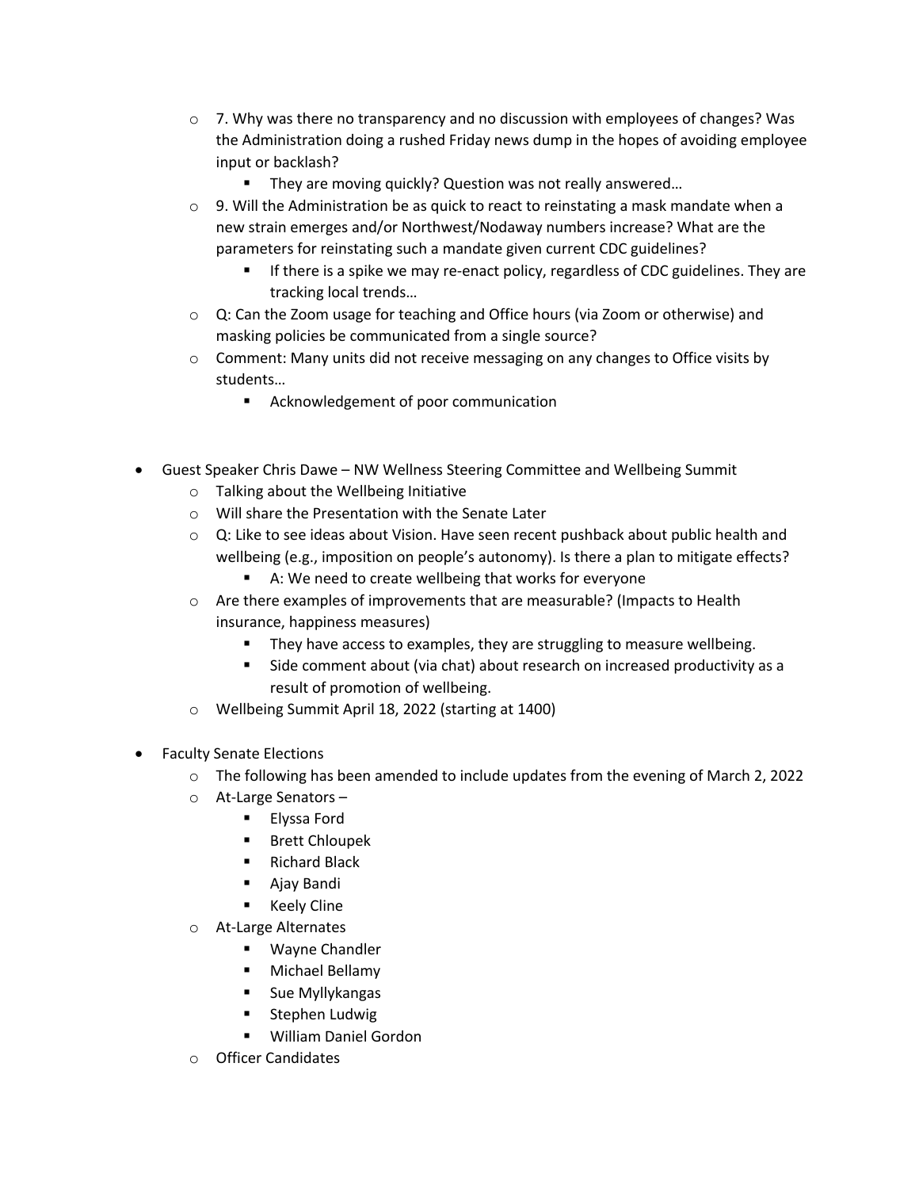- 7. Why was there no transparency and no discussion with employees of changes? Was the Administration doing a rushed Friday news dump in the hopes of avoiding employee input or backlash?
    - They are moving quickly? Question was not really answered…
  - 9. Will the Administration be as quick to react to reinstating a mask mandate when a new strain emerges and/or Northwest/Nodaway numbers increase? What are the parameters for reinstating such a mandate given current CDC guidelines?
    - If there is a spike we may re-enact policy, regardless of CDC guidelines. They are tracking local trends…
  - Q: Can the Zoom usage for teaching and Office hours (via Zoom or otherwise) and masking policies be communicated from a single source?
  - Comment: Many units did not receive messaging on any changes to Office visits by students…
    - Acknowledgement of poor communication

- Guest Speaker Chris Dawe – NW Wellness Steering Committee and Wellbeing Summit
  - Talking about the Wellbeing Initiative
  - Will share the Presentation with the Senate Later
  - Q: Like to see ideas about Vision. Have seen recent pushback about public health and wellbeing (e.g., imposition on people's autonomy). Is there a plan to mitigate effects?
    - A: We need to create wellbeing that works for everyone
  - Are there examples of improvements that are measurable? (Impacts to Health insurance, happiness measures)
    - They have access to examples, they are struggling to measure wellbeing.
    - Side comment about (via chat) about research on increased productivity as a result of promotion of wellbeing.
  - Wellbeing Summit April 18, 2022 (starting at 1400)

- Faculty Senate Elections
  - The following has been amended to include updates from the evening of March 2, 2022
  - At-Large Senators –
    - Elyssa Ford
    - Brett Chloupek
    - Richard Black
    - Ajay Bandi
    - Keely Cline
  - At-Large Alternates
    - Wayne Chandler
    - Michael Bellamy
    - Sue Myllykangas
    - Stephen Ludwig
    - William Daniel Gordon
  - Officer Candidates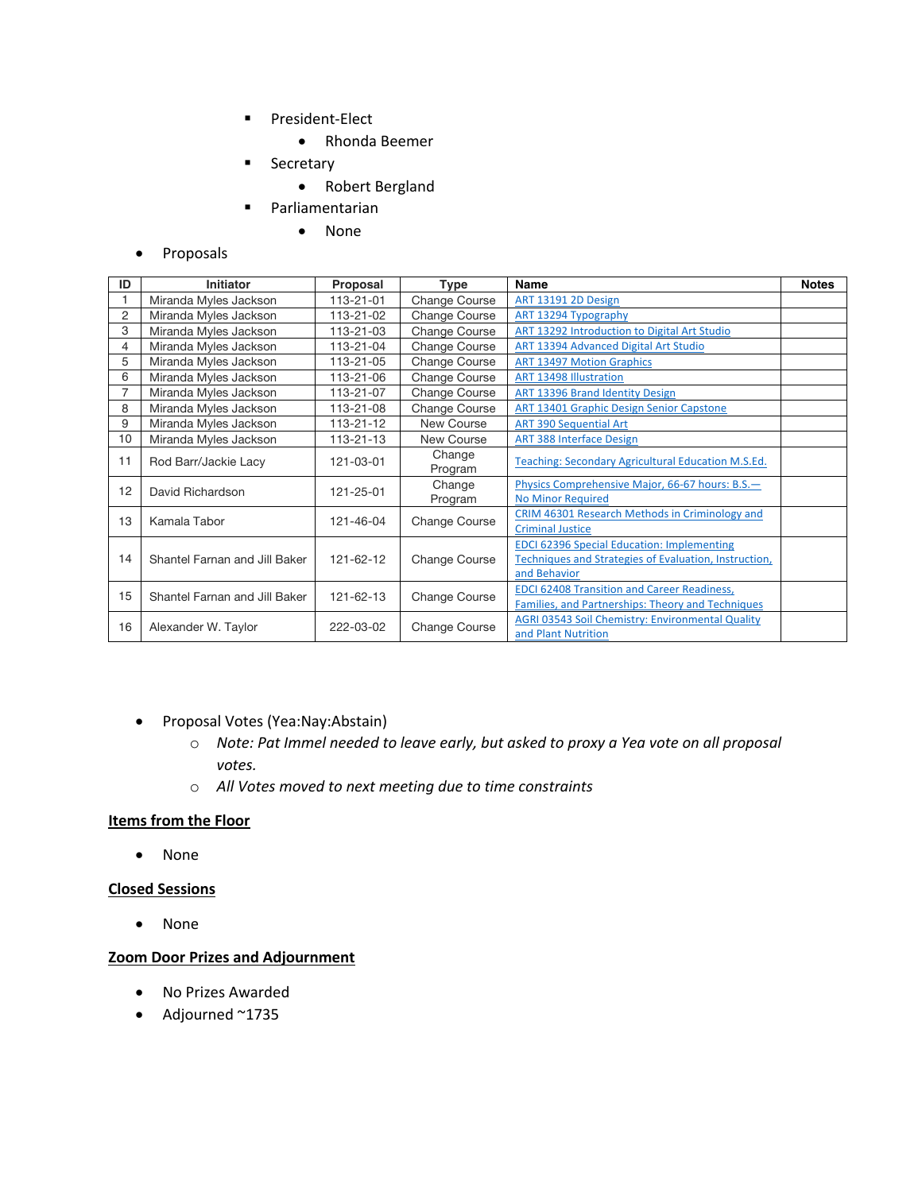- President-Elect
  - Rhonda Beemer
- Secretary
  - Robert Bergland
- Parliamentarian
  - None

- Proposals

| ID | Initiator | Proposal | Type | Name | Notes |
|---|---|---|---|---|---|
| 1 | Miranda Myles Jackson | 113-21-01 | Change Course | ART 13191 2D Design | |
| 2 | Miranda Myles Jackson | 113-21-02 | Change Course | ART 13294 Typography | |
| 3 | Miranda Myles Jackson | 113-21-03 | Change Course | ART 13292 Introduction to Digital Art Studio | |
| 4 | Miranda Myles Jackson | 113-21-04 | Change Course | ART 13394 Advanced Digital Art Studio | |
| 5 | Miranda Myles Jackson | 113-21-05 | Change Course | ART 13497 Motion Graphics | |
| 6 | Miranda Myles Jackson | 113-21-06 | Change Course | ART 13498 Illustration | |
| 7 | Miranda Myles Jackson | 113-21-07 | Change Course | ART 13396 Brand Identity Design | |
| 8 | Miranda Myles Jackson | 113-21-08 | Change Course | ART 13401 Graphic Design Senior Capstone | |
| 9 | Miranda Myles Jackson | 113-21-12 | New Course | ART 390 Sequential Art | |
| 10 | Miranda Myles Jackson | 113-21-13 | New Course | ART 388 Interface Design | |
| 11 | Rod Barr/Jackie Lacy | 121-03-01 | Change Program | Teaching: Secondary Agricultural Education M.S.Ed. | |
| 12 | David Richardson | 121-25-01 | Change Program | Physics Comprehensive Major, 66-67 hours: B.S.—No Minor Required | |
| 13 | Kamala Tabor | 121-46-04 | Change Course | CRIM 46301 Research Methods in Criminology and Criminal Justice | |
| 14 | Shantel Farnan and Jill Baker | 121-62-12 | Change Course | EDCI 62396 Special Education: Implementing Techniques and Strategies of Evaluation, Instruction, and Behavior | |
| 15 | Shantel Farnan and Jill Baker | 121-62-13 | Change Course | EDCI 62408 Transition and Career Readiness, Families, and Partnerships: Theory and Techniques | |
| 16 | Alexander W. Taylor | 222-03-02 | Change Course | AGRI 03543 Soil Chemistry: Environmental Quality and Plant Nutrition | |

- Proposal Votes (Yea:Nay:Abstain)
  - *Note: Pat Immel needed to leave early, but asked to proxy a Yea vote on all proposal votes.*
  - *All Votes moved to next meeting due to time constraints*

## Items from the Floor

- None

## Closed Sessions

- None

## Zoom Door Prizes and Adjournment

- No Prizes Awarded
- Adjourned ~1735